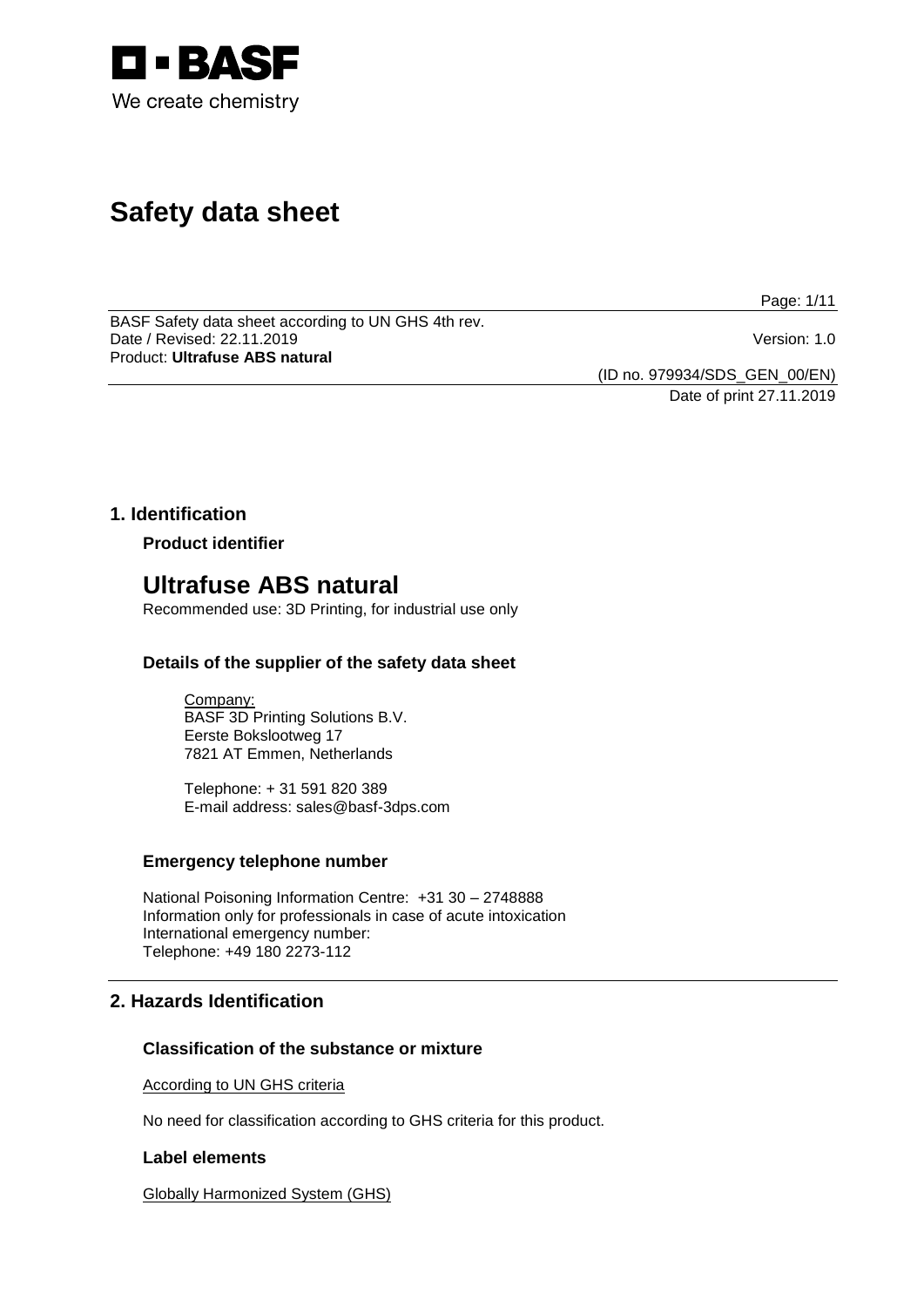BASF
We create chemistry

# Safety data sheet

BASF Safety data sheet according to UN GHS 4th rev.
Date / Revised: 22.11.2019    Version: 1.0
Product: **Ultrafuse ABS natural**

(ID no. 979934/SDS_GEN_00/EN)
Date of print 27.11.2019

## 1. Identification

### Product identifier

# Ultrafuse ABS natural

Recommended use: 3D Printing, for industrial use only

### Details of the supplier of the safety data sheet

Company:
BASF 3D Printing Solutions B.V.
Eerste Bokslootweg 17
7821 AT Emmen, Netherlands

Telephone: + 31 591 820 389
E-mail address: sales@basf-3dps.com

### Emergency telephone number

National Poisoning Information Centre: +31 30 – 2748888
Information only for professionals in case of acute intoxication
International emergency number:
Telephone: +49 180 2273-112

## 2. Hazards Identification

### Classification of the substance or mixture

According to UN GHS criteria

No need for classification according to GHS criteria for this product.

### Label elements

Globally Harmonized System (GHS)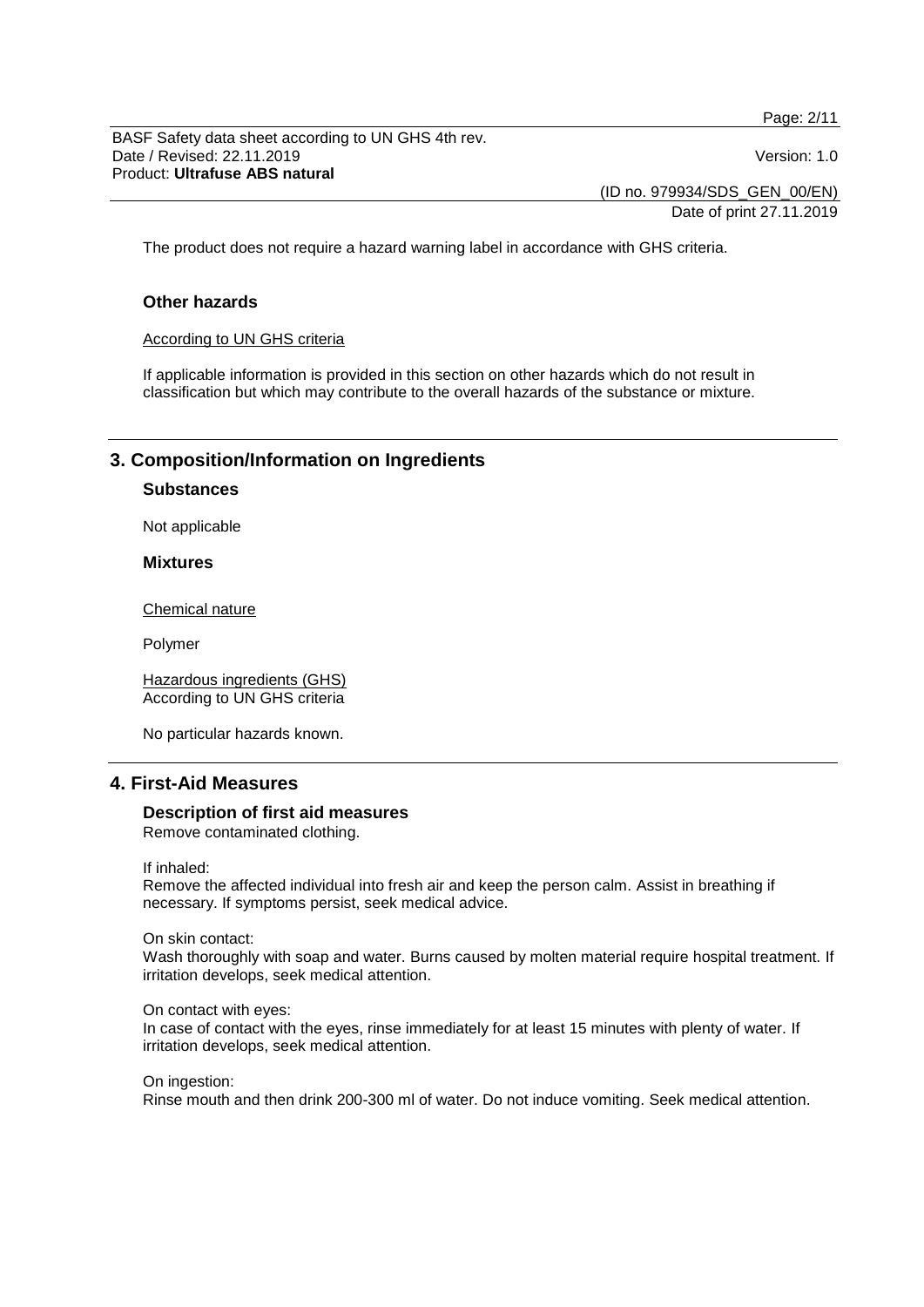The product does not require a hazard warning label in accordance with GHS criteria.

### Other hazards

According to UN GHS criteria

If applicable information is provided in this section on other hazards which do not result in classification but which may contribute to the overall hazards of the substance or mixture.

## 3. Composition/Information on Ingredients

### Substances

Not applicable

### Mixtures

Chemical nature

Polymer

Hazardous ingredients (GHS)
According to UN GHS criteria

No particular hazards known.

## 4. First-Aid Measures

### Description of first aid measures

Remove contaminated clothing.

If inhaled:
Remove the affected individual into fresh air and keep the person calm. Assist in breathing if necessary. If symptoms persist, seek medical advice.

On skin contact:
Wash thoroughly with soap and water. Burns caused by molten material require hospital treatment. If irritation develops, seek medical attention.

On contact with eyes:
In case of contact with the eyes, rinse immediately for at least 15 minutes with plenty of water. If irritation develops, seek medical attention.

On ingestion:
Rinse mouth and then drink 200-300 ml of water. Do not induce vomiting. Seek medical attention.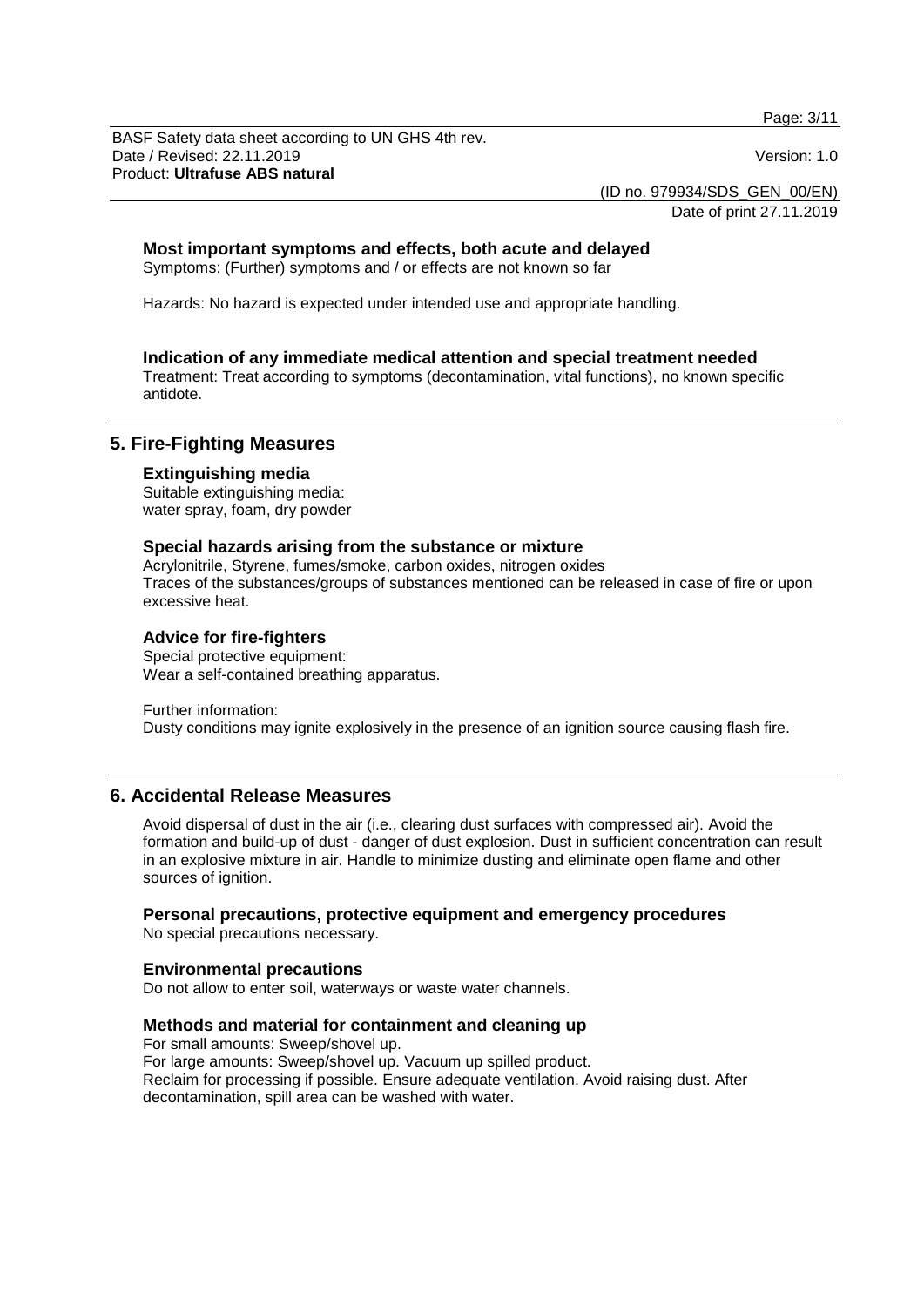### Most important symptoms and effects, both acute and delayed

Symptoms: (Further) symptoms and / or effects are not known so far

Hazards: No hazard is expected under intended use and appropriate handling.

### Indication of any immediate medical attention and special treatment needed

Treatment: Treat according to symptoms (decontamination, vital functions), no known specific antidote.

## 5. Fire-Fighting Measures

### Extinguishing media

Suitable extinguishing media:
water spray, foam, dry powder

### Special hazards arising from the substance or mixture

Acrylonitrile, Styrene, fumes/smoke, carbon oxides, nitrogen oxides
Traces of the substances/groups of substances mentioned can be released in case of fire or upon excessive heat.

### Advice for fire-fighters

Special protective equipment:
Wear a self-contained breathing apparatus.

Further information:
Dusty conditions may ignite explosively in the presence of an ignition source causing flash fire.

## 6. Accidental Release Measures

Avoid dispersal of dust in the air (i.e., clearing dust surfaces with compressed air). Avoid the formation and build-up of dust - danger of dust explosion. Dust in sufficient concentration can result in an explosive mixture in air. Handle to minimize dusting and eliminate open flame and other sources of ignition.

### Personal precautions, protective equipment and emergency procedures

No special precautions necessary.

### Environmental precautions

Do not allow to enter soil, waterways or waste water channels.

### Methods and material for containment and cleaning up

For small amounts: Sweep/shovel up.
For large amounts: Sweep/shovel up. Vacuum up spilled product.
Reclaim for processing if possible. Ensure adequate ventilation. Avoid raising dust. After decontamination, spill area can be washed with water.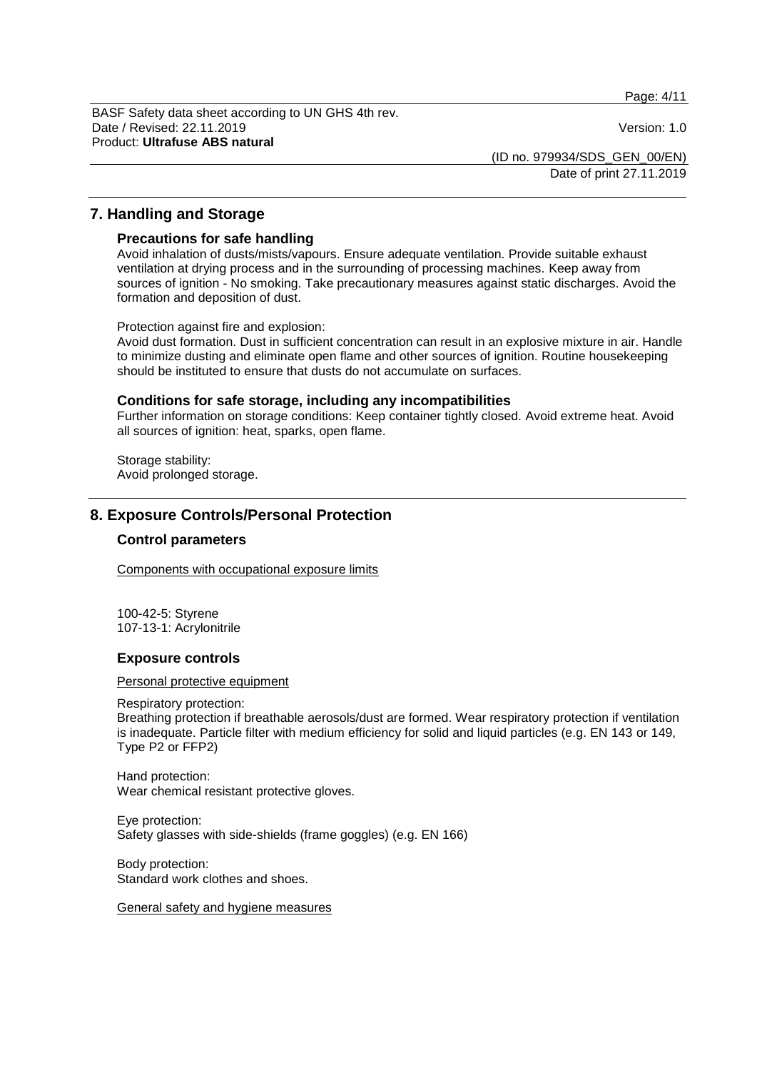## 7. Handling and Storage

### Precautions for safe handling

Avoid inhalation of dusts/mists/vapours. Ensure adequate ventilation. Provide suitable exhaust ventilation at drying process and in the surrounding of processing machines. Keep away from sources of ignition - No smoking. Take precautionary measures against static discharges. Avoid the formation and deposition of dust.

Protection against fire and explosion:
Avoid dust formation. Dust in sufficient concentration can result in an explosive mixture in air. Handle to minimize dusting and eliminate open flame and other sources of ignition. Routine housekeeping should be instituted to ensure that dusts do not accumulate on surfaces.

### Conditions for safe storage, including any incompatibilities

Further information on storage conditions: Keep container tightly closed. Avoid extreme heat. Avoid all sources of ignition: heat, sparks, open flame.

Storage stability:
Avoid prolonged storage.

## 8. Exposure Controls/Personal Protection

### Control parameters

Components with occupational exposure limits

100-42-5: Styrene
107-13-1: Acrylonitrile

### Exposure controls

Personal protective equipment

Respiratory protection:
Breathing protection if breathable aerosols/dust are formed. Wear respiratory protection if ventilation is inadequate. Particle filter with medium efficiency for solid and liquid particles (e.g. EN 143 or 149, Type P2 or FFP2)

Hand protection:
Wear chemical resistant protective gloves.

Eye protection:
Safety glasses with side-shields (frame goggles) (e.g. EN 166)

Body protection:
Standard work clothes and shoes.

General safety and hygiene measures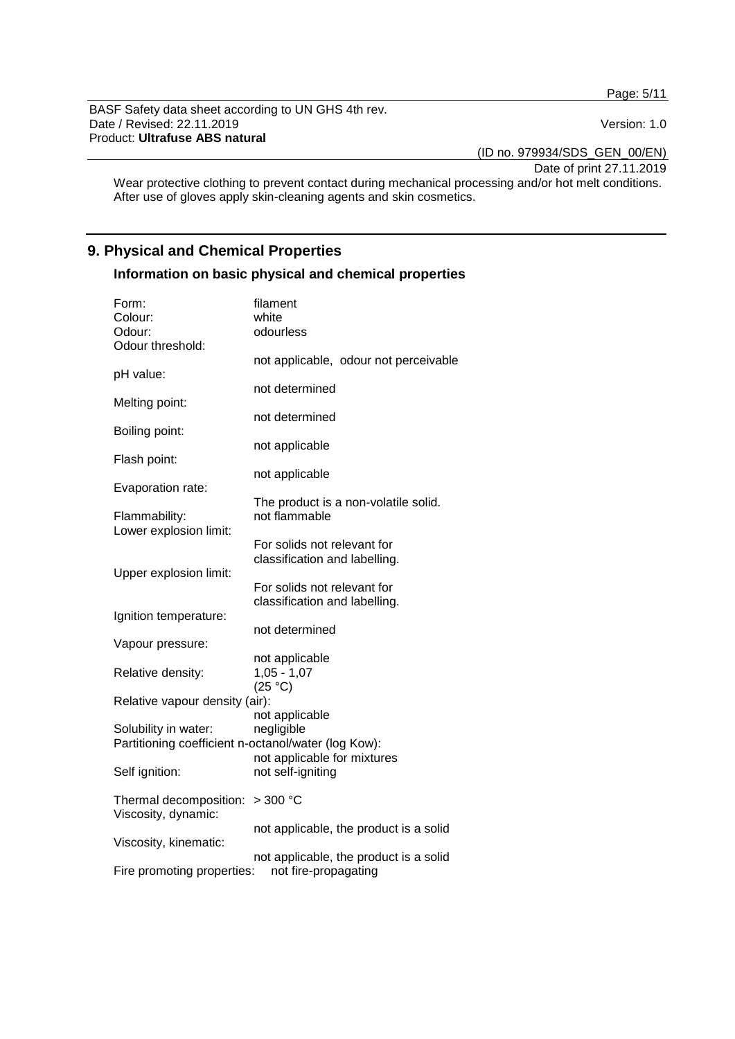Wear protective clothing to prevent contact during mechanical processing and/or hot melt conditions. After use of gloves apply skin-cleaning agents and skin cosmetics.

## 9. Physical and Chemical Properties

### Information on basic physical and chemical properties

| | |
|---|---|
| Form: | filament |
| Colour: | white |
| Odour: | odourless |
| Odour threshold: | not applicable, odour not perceivable |
| pH value: | not determined |
| Melting point: | not determined |
| Boiling point: | not applicable |
| Flash point: | not applicable |
| Evaporation rate: | The product is a non-volatile solid. |
| Flammability: | not flammable |
| Lower explosion limit: | For solids not relevant for classification and labelling. |
| Upper explosion limit: | For solids not relevant for classification and labelling. |
| Ignition temperature: | not determined |
| Vapour pressure: | not applicable |
| Relative density: | 1,05 - 1,07 (25 °C) |
| Relative vapour density (air): | not applicable |
| Solubility in water: | negligible |
| Partitioning coefficient n-octanol/water (log Kow): | not applicable for mixtures |
| Self ignition: | not self-igniting |
| Thermal decomposition: | > 300 °C |
| Viscosity, dynamic: | not applicable, the product is a solid |
| Viscosity, kinematic: | not applicable, the product is a solid |
| Fire promoting properties: | not fire-propagating |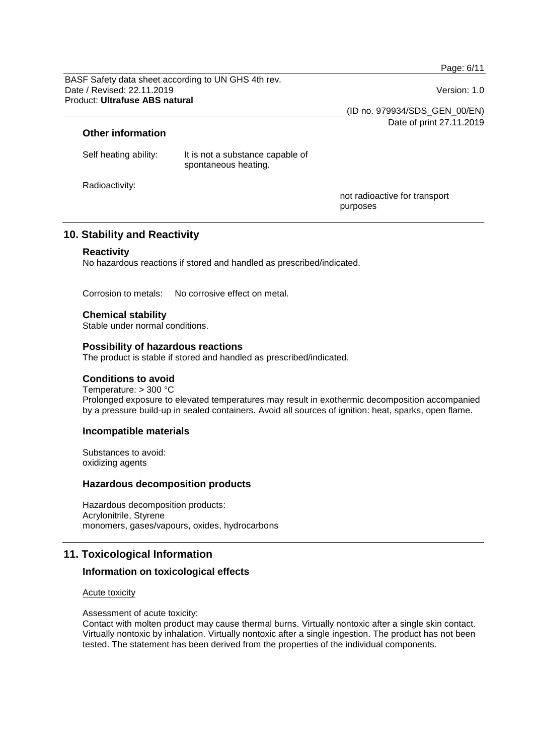### Other information

Self heating ability: It is not a substance capable of spontaneous heating.

Radioactivity: not radioactive for transport purposes

## 10. Stability and Reactivity

### Reactivity

No hazardous reactions if stored and handled as prescribed/indicated.

Corrosion to metals: No corrosive effect on metal.

### Chemical stability

Stable under normal conditions.

### Possibility of hazardous reactions

The product is stable if stored and handled as prescribed/indicated.

### Conditions to avoid

Temperature: > 300 °C
Prolonged exposure to elevated temperatures may result in exothermic decomposition accompanied by a pressure build-up in sealed containers. Avoid all sources of ignition: heat, sparks, open flame.

### Incompatible materials

Substances to avoid:
oxidizing agents

### Hazardous decomposition products

Hazardous decomposition products:
Acrylonitrile, Styrene
monomers, gases/vapours, oxides, hydrocarbons

## 11. Toxicological Information

### Information on toxicological effects

Acute toxicity

Assessment of acute toxicity:
Contact with molten product may cause thermal burns. Virtually nontoxic after a single skin contact. Virtually nontoxic by inhalation. Virtually nontoxic after a single ingestion. The product has not been tested. The statement has been derived from the properties of the individual components.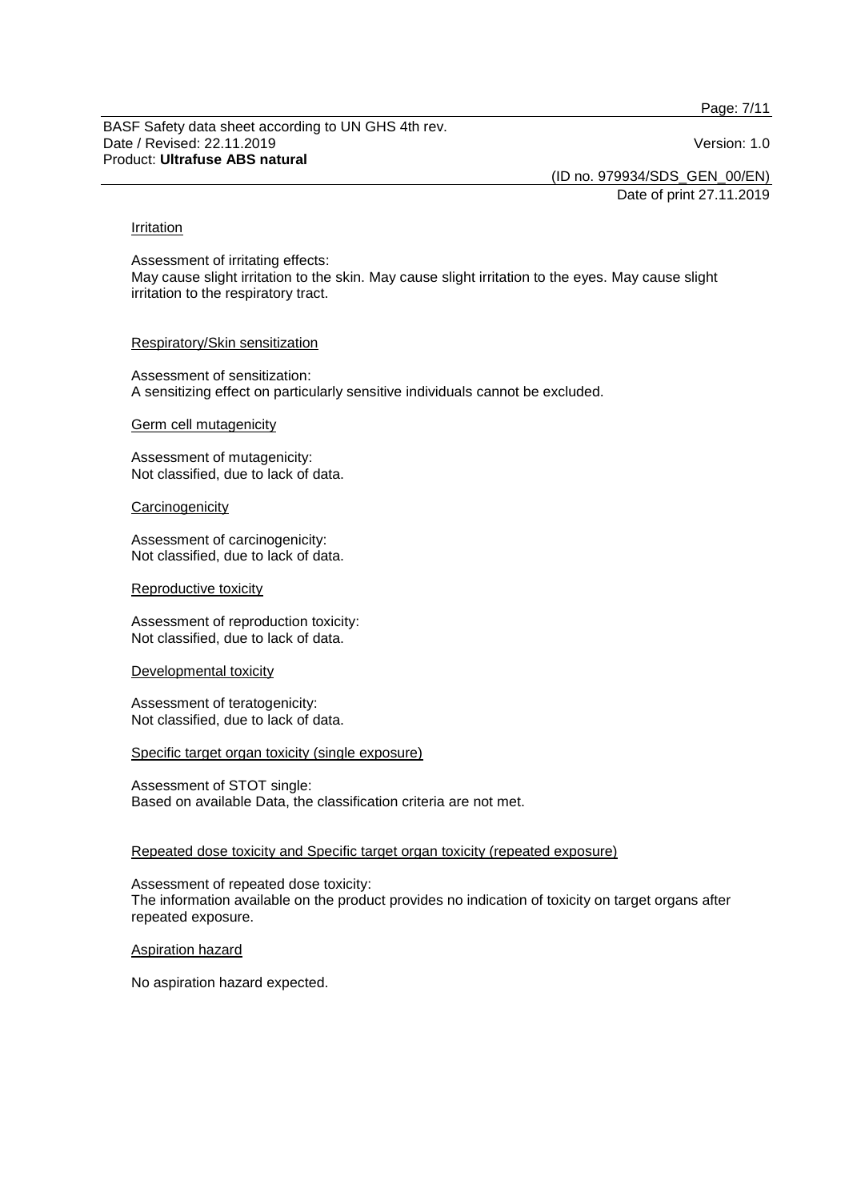#### Irritation

Assessment of irritating effects:
May cause slight irritation to the skin. May cause slight irritation to the eyes. May cause slight irritation to the respiratory tract.

#### Respiratory/Skin sensitization

Assessment of sensitization:
A sensitizing effect on particularly sensitive individuals cannot be excluded.

#### Germ cell mutagenicity

Assessment of mutagenicity:
Not classified, due to lack of data.

#### Carcinogenicity

Assessment of carcinogenicity:
Not classified, due to lack of data.

#### Reproductive toxicity

Assessment of reproduction toxicity:
Not classified, due to lack of data.

#### Developmental toxicity

Assessment of teratogenicity:
Not classified, due to lack of data.

#### Specific target organ toxicity (single exposure)

Assessment of STOT single:
Based on available Data, the classification criteria are not met.

#### Repeated dose toxicity and Specific target organ toxicity (repeated exposure)

Assessment of repeated dose toxicity:
The information available on the product provides no indication of toxicity on target organs after repeated exposure.

#### Aspiration hazard

No aspiration hazard expected.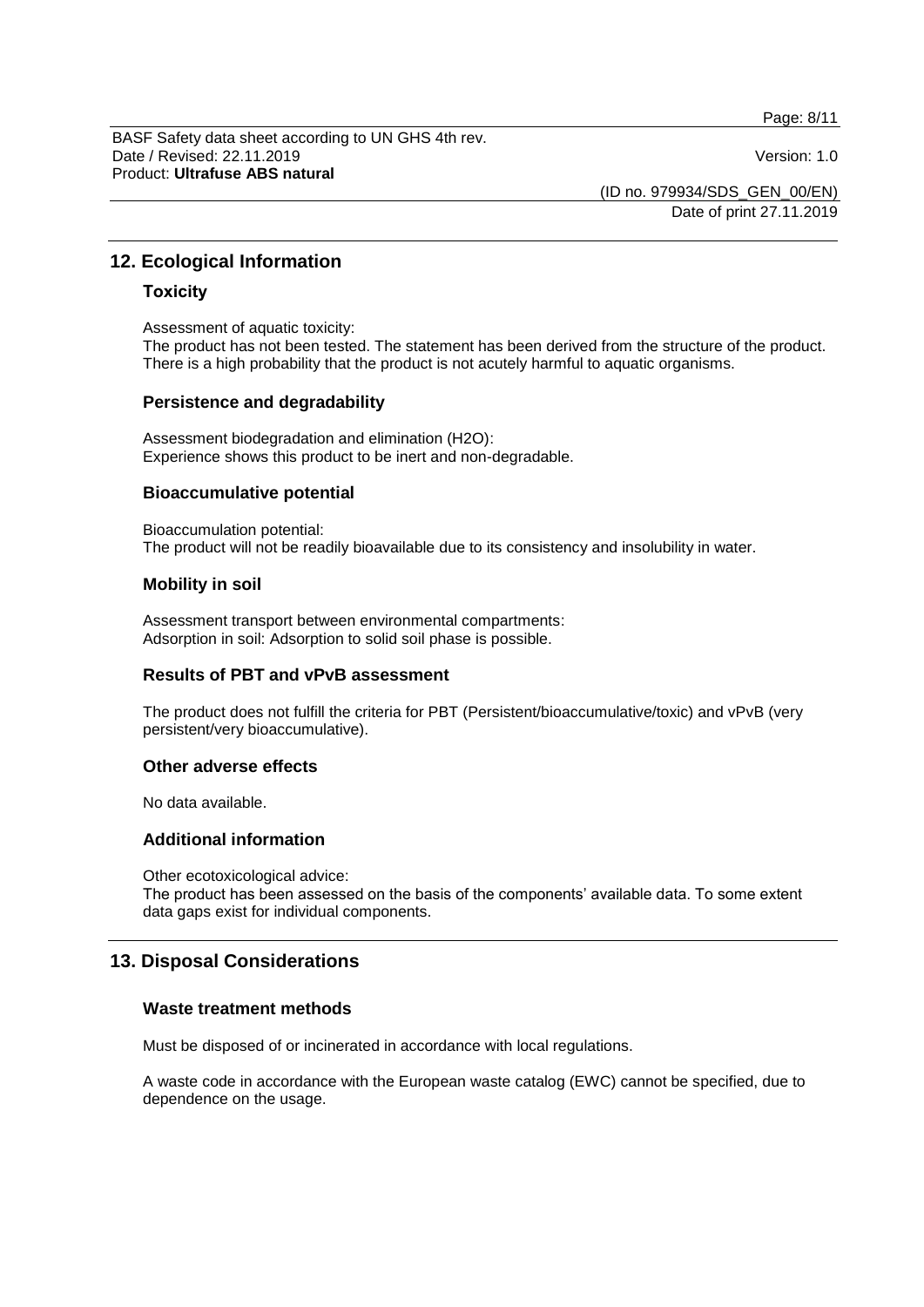## 12. Ecological Information

### Toxicity

Assessment of aquatic toxicity:
The product has not been tested. The statement has been derived from the structure of the product. There is a high probability that the product is not acutely harmful to aquatic organisms.

### Persistence and degradability

Assessment biodegradation and elimination ($H_2O$):
Experience shows this product to be inert and non-degradable.

### Bioaccumulative potential

Bioaccumulation potential:
The product will not be readily bioavailable due to its consistency and insolubility in water.

### Mobility in soil

Assessment transport between environmental compartments:
Adsorption in soil: Adsorption to solid soil phase is possible.

### Results of PBT and vPvB assessment

The product does not fulfill the criteria for PBT (Persistent/bioaccumulative/toxic) and vPvB (very persistent/very bioaccumulative).

### Other adverse effects

No data available.

### Additional information

Other ecotoxicological advice:
The product has been assessed on the basis of the components' available data. To some extent data gaps exist for individual components.

## 13. Disposal Considerations

### Waste treatment methods

Must be disposed of or incinerated in accordance with local regulations.

A waste code in accordance with the European waste catalog (EWC) cannot be specified, due to dependence on the usage.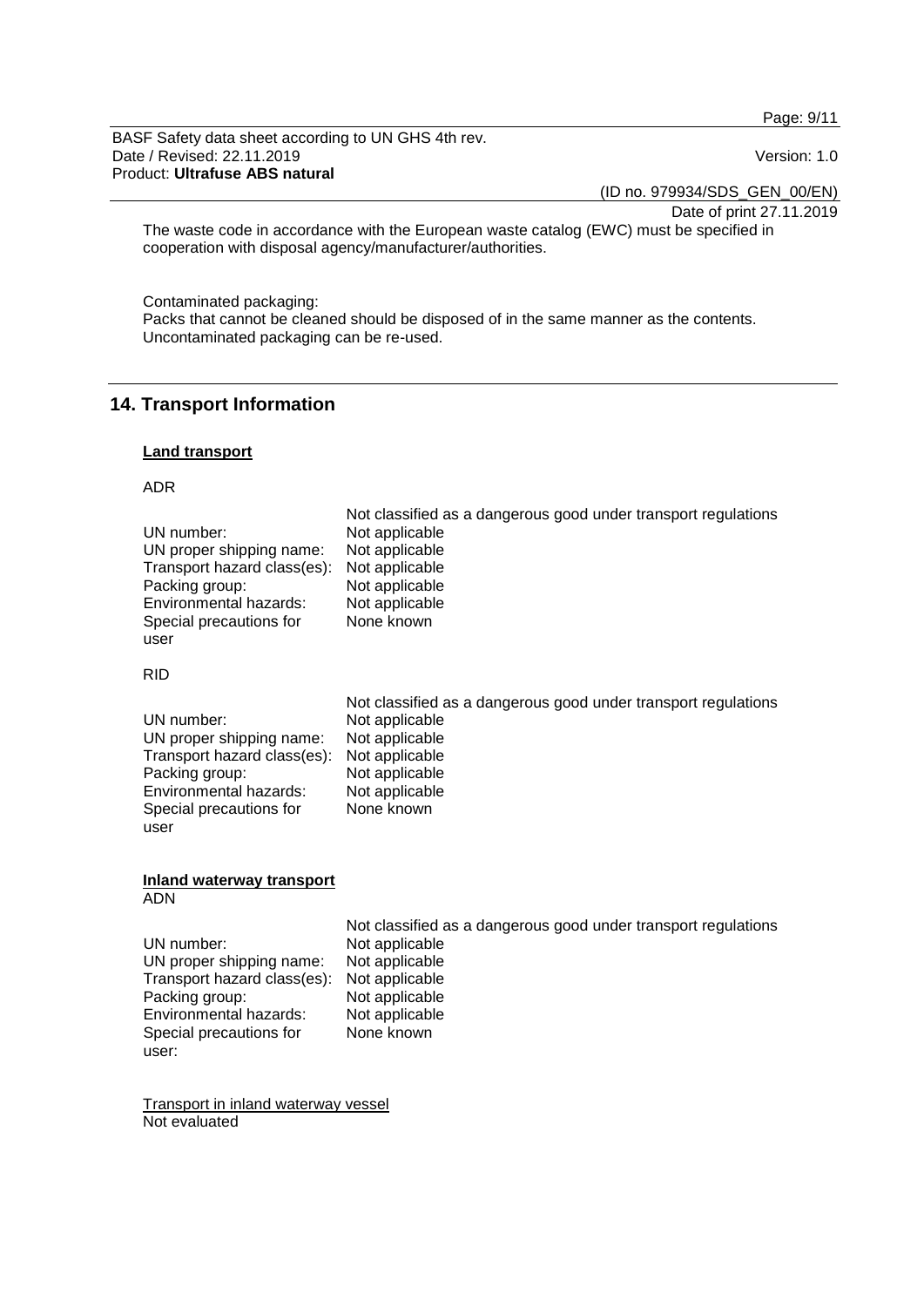The waste code in accordance with the European waste catalog (EWC) must be specified in cooperation with disposal agency/manufacturer/authorities.

Contaminated packaging:
Packs that cannot be cleaned should be disposed of in the same manner as the contents. Uncontaminated packaging can be re-used.

## 14. Transport Information

**Land transport**

ADR

Not classified as a dangerous good under transport regulations

| | |
|---|---|
| UN number: | Not applicable |
| UN proper shipping name: | Not applicable |
| Transport hazard class(es): | Not applicable |
| Packing group: | Not applicable |
| Environmental hazards: | Not applicable |
| Special precautions for user | None known |

RID

Not classified as a dangerous good under transport regulations

| | |
|---|---|
| UN number: | Not applicable |
| UN proper shipping name: | Not applicable |
| Transport hazard class(es): | Not applicable |
| Packing group: | Not applicable |
| Environmental hazards: | Not applicable |
| Special precautions for user | None known |

**Inland waterway transport**
ADN

Not classified as a dangerous good under transport regulations

| | |
|---|---|
| UN number: | Not applicable |
| UN proper shipping name: | Not applicable |
| Transport hazard class(es): | Not applicable |
| Packing group: | Not applicable |
| Environmental hazards: | Not applicable |
| Special precautions for user: | None known |

Transport in inland waterway vessel
Not evaluated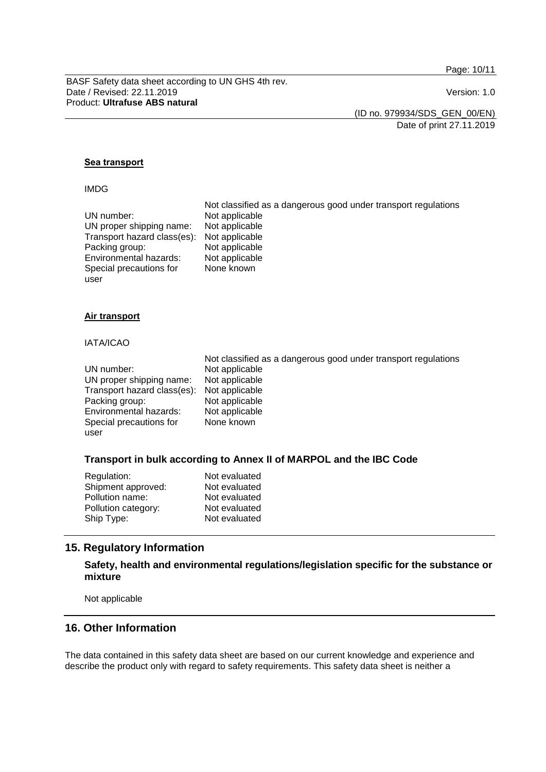**Sea transport**

IMDG

| | |
|---|---|
| | Not classified as a dangerous good under transport regulations |
| UN number: | Not applicable |
| UN proper shipping name: | Not applicable |
| Transport hazard class(es): | Not applicable |
| Packing group: | Not applicable |
| Environmental hazards: | Not applicable |
| Special precautions for user | None known |

**Air transport**

IATA/ICAO

| | |
|---|---|
| | Not classified as a dangerous good under transport regulations |
| UN number: | Not applicable |
| UN proper shipping name: | Not applicable |
| Transport hazard class(es): | Not applicable |
| Packing group: | Not applicable |
| Environmental hazards: | Not applicable |
| Special precautions for user | None known |

### Transport in bulk according to Annex II of MARPOL and the IBC Code

| | |
|---|---|
| Regulation: | Not evaluated |
| Shipment approved: | Not evaluated |
| Pollution name: | Not evaluated |
| Pollution category: | Not evaluated |
| Ship Type: | Not evaluated |

## 15. Regulatory Information

### Safety, health and environmental regulations/legislation specific for the substance or mixture

Not applicable

## 16. Other Information

The data contained in this safety data sheet are based on our current knowledge and experience and describe the product only with regard to safety requirements. This safety data sheet is neither a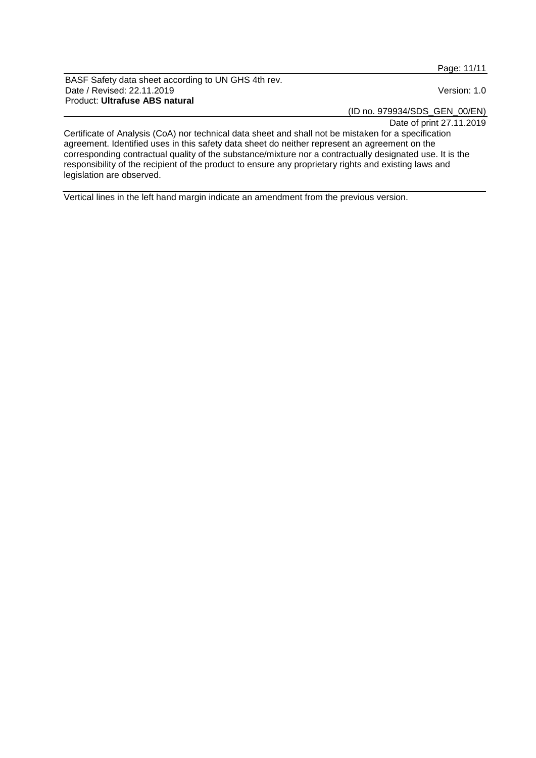Certificate of Analysis (CoA) nor technical data sheet and shall not be mistaken for a specification agreement. Identified uses in this safety data sheet do neither represent an agreement on the corresponding contractual quality of the substance/mixture nor a contractually designated use. It is the responsibility of the recipient of the product to ensure any proprietary rights and existing laws and legislation are observed.

---

Vertical lines in the left hand margin indicate an amendment from the previous version.